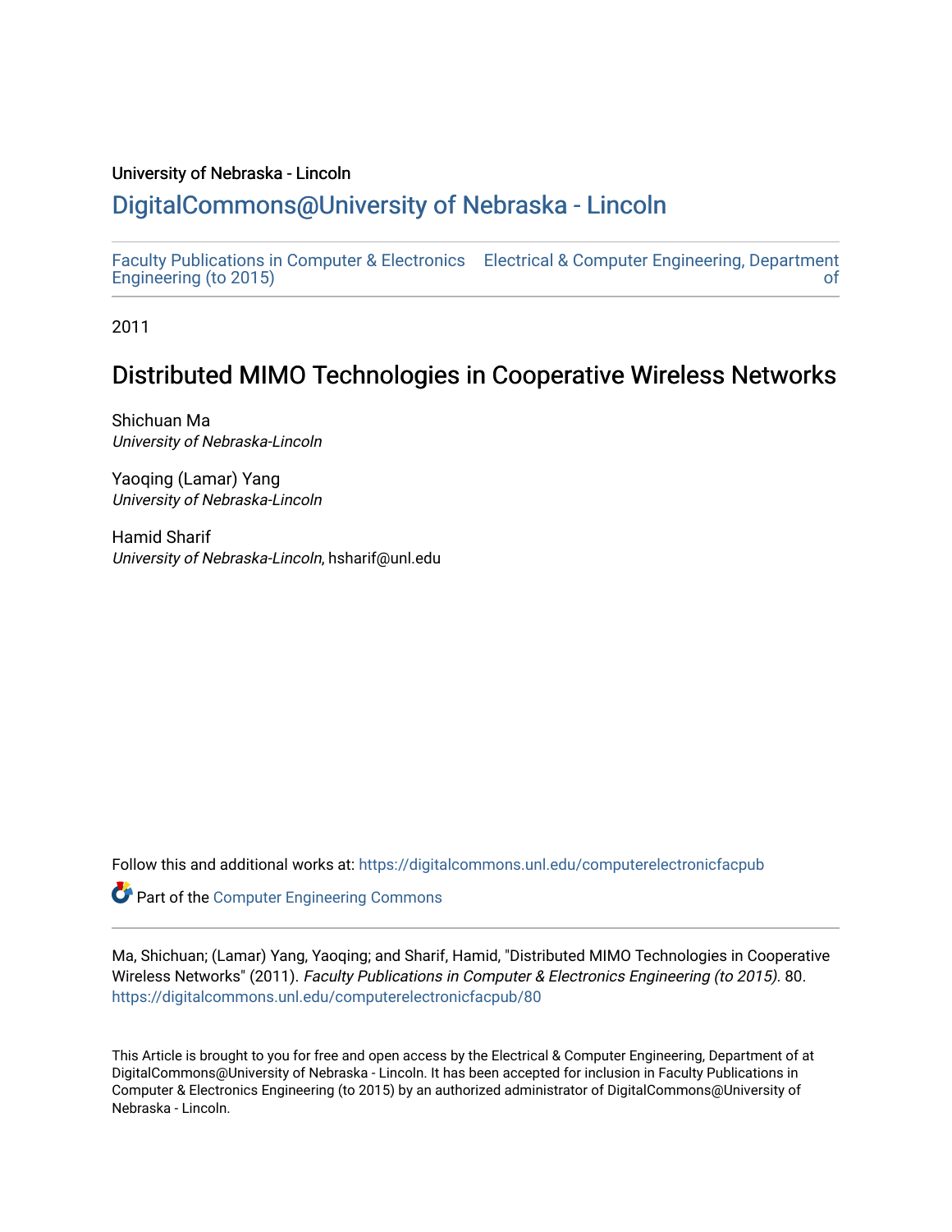University of Nebraska - Lincoln

## DigitalCommons@University of Nebraska - Lincoln

Faculty Publications in Computer & Electronics Engineering (to 2015) | Electrical & Computer Engineering, Department of

2011

# Distributed MIMO Technologies in Cooperative Wireless Networks

Shichuan Ma
*University of Nebraska-Lincoln*

Yaoqing (Lamar) Yang
*University of Nebraska-Lincoln*

Hamid Sharif
*University of Nebraska-Lincoln*, hsharif@unl.edu

Follow this and additional works at: https://digitalcommons.unl.edu/computerelectronicfacpub

Part of the Computer Engineering Commons

Ma, Shichuan; (Lamar) Yang, Yaoqing; and Sharif, Hamid, "Distributed MIMO Technologies in Cooperative Wireless Networks" (2011). *Faculty Publications in Computer & Electronics Engineering (to 2015)*. 80.
https://digitalcommons.unl.edu/computerelectronicfacpub/80

This Article is brought to you for free and open access by the Electrical & Computer Engineering, Department of at DigitalCommons@University of Nebraska - Lincoln. It has been accepted for inclusion in Faculty Publications in Computer & Electronics Engineering (to 2015) by an authorized administrator of DigitalCommons@University of Nebraska - Lincoln.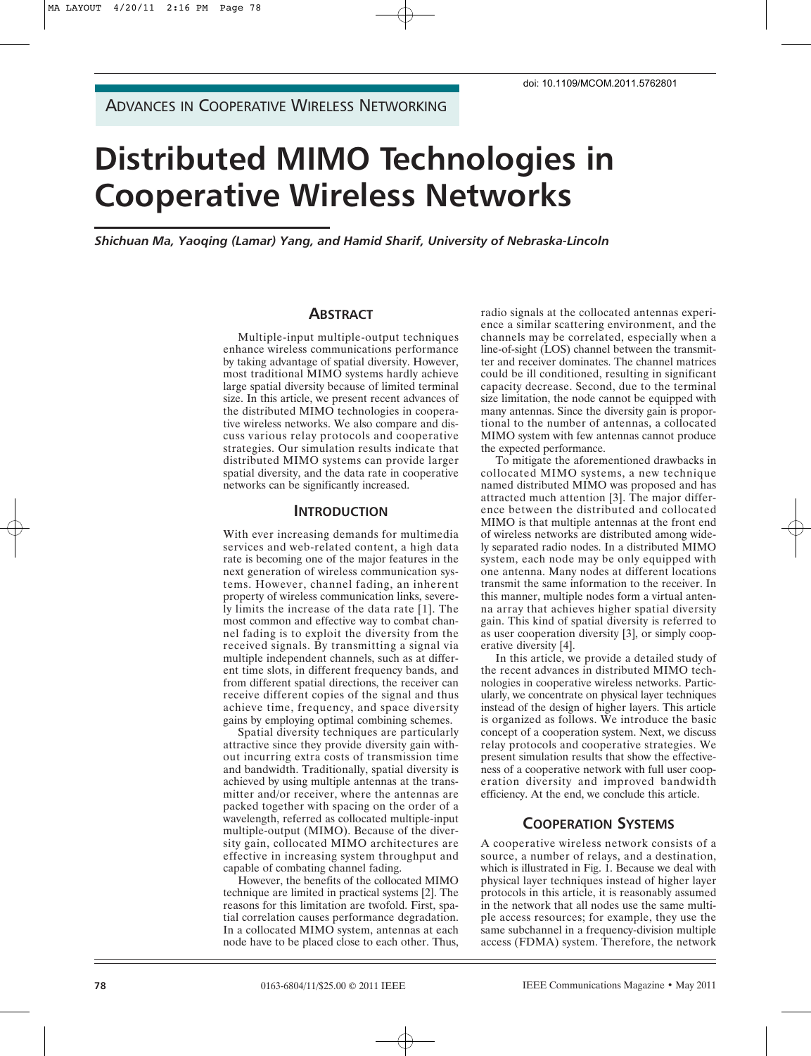ADVANCES IN COOPERATIVE WIRELESS NETWORKING

doi: 10.1109/MCOM.2011.5762801

# Distributed MIMO Technologies in Cooperative Wireless Networks

*Shichuan Ma, Yaoqing (Lamar) Yang, and Hamid Sharif, University of Nebraska-Lincoln*

## ABSTRACT

Multiple-input multiple-output techniques enhance wireless communications performance by taking advantage of spatial diversity. However, most traditional MIMO systems hardly achieve large spatial diversity because of limited terminal size. In this article, we present recent advances of the distributed MIMO technologies in cooperative wireless networks. We also compare and discuss various relay protocols and cooperative strategies. Our simulation results indicate that distributed MIMO systems can provide larger spatial diversity, and the data rate in cooperative networks can be significantly increased.

## INTRODUCTION

With ever increasing demands for multimedia services and web-related content, a high data rate is becoming one of the major features in the next generation of wireless communication systems. However, channel fading, an inherent property of wireless communication links, severely limits the increase of the data rate [1]. The most common and effective way to combat channel fading is to exploit the diversity from the received signals. By transmitting a signal via multiple independent channels, such as at different time slots, in different frequency bands, and from different spatial directions, the receiver can receive different copies of the signal and thus achieve time, frequency, and space diversity gains by employing optimal combining schemes.

Spatial diversity techniques are particularly attractive since they provide diversity gain without incurring extra costs of transmission time and bandwidth. Traditionally, spatial diversity is achieved by using multiple antennas at the transmitter and/or receiver, where the antennas are packed together with spacing on the order of a wavelength, referred as collocated multiple-input multiple-output (MIMO). Because of the diversity gain, collocated MIMO architectures are effective in increasing system throughput and capable of combating channel fading.

However, the benefits of the collocated MIMO technique are limited in practical systems [2]. The reasons for this limitation are twofold. First, spatial correlation causes performance degradation. In a collocated MIMO system, antennas at each node have to be placed close to each other. Thus, radio signals at the collocated antennas experience a similar scattering environment, and the channels may be correlated, especially when a line-of-sight (LOS) channel between the transmitter and receiver dominates. The channel matrices could be ill conditioned, resulting in significant capacity decrease. Second, due to the terminal size limitation, the node cannot be equipped with many antennas. Since the diversity gain is proportional to the number of antennas, a collocated MIMO system with few antennas cannot produce the expected performance.

To mitigate the aforementioned drawbacks in collocated MIMO systems, a new technique named distributed MIMO was proposed and has attracted much attention [3]. The major difference between the distributed and collocated MIMO is that multiple antennas at the front end of wireless networks are distributed among widely separated radio nodes. In a distributed MIMO system, each node may be only equipped with one antenna. Many nodes at different locations transmit the same information to the receiver. In this manner, multiple nodes form a virtual antenna array that achieves higher spatial diversity gain. This kind of spatial diversity is referred to as user cooperation diversity [3], or simply cooperative diversity [4].

In this article, we provide a detailed study of the recent advances in distributed MIMO technologies in cooperative wireless networks. Particularly, we concentrate on physical layer techniques instead of the design of higher layers. This article is organized as follows. We introduce the basic concept of a cooperation system. Next, we discuss relay protocols and cooperative strategies. We present simulation results that show the effectiveness of a cooperative network with full user cooperation diversity and improved bandwidth efficiency. At the end, we conclude this article.

## COOPERATION SYSTEMS

A cooperative wireless network consists of a source, a number of relays, and a destination, which is illustrated in Fig. 1. Because we deal with physical layer techniques instead of higher layer protocols in this article, it is reasonably assumed in the network that all nodes use the same multiple access resources; for example, they use the same subchannel in a frequency-division multiple access (FDMA) system. Therefore, the network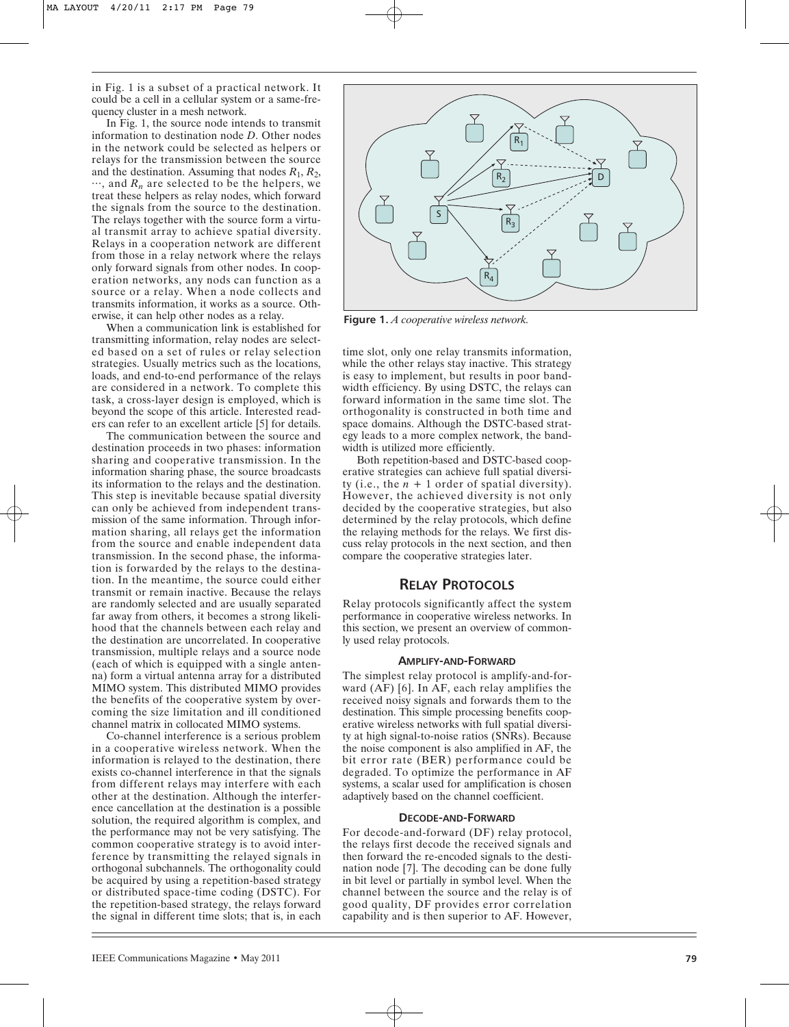in Fig. 1 is a subset of a practical network. It could be a cell in a cellular system or a same-frequency cluster in a mesh network.

In Fig. 1, the source node intends to transmit information to destination node $D$. Other nodes in the network could be selected as helpers or relays for the transmission between the source and the destination. Assuming that nodes $R_1$, $R_2$, $\cdots$, and $R_n$ are selected to be the helpers, we treat these helpers as relay nodes, which forward the signals from the source to the destination. The relays together with the source form a virtual transmit array to achieve spatial diversity. Relays in a cooperation network are different from those in a relay network where the relays only forward signals from other nodes. In cooperation networks, any nods can function as a source or a relay. When a node collects and transmits information, it works as a source. Otherwise, it can help other nodes as a relay.

When a communication link is established for transmitting information, relay nodes are selected based on a set of rules or relay selection strategies. Usually metrics such as the locations, loads, and end-to-end performance of the relays are considered in a network. To complete this task, a cross-layer design is employed, which is beyond the scope of this article. Interested readers can refer to an excellent article [5] for details.

The communication between the source and destination proceeds in two phases: information sharing and cooperative transmission. In the information sharing phase, the source broadcasts its information to the relays and the destination. This step is inevitable because spatial diversity can only be achieved from independent transmission of the same information. Through information sharing, all relays get the information from the source and enable independent data transmission. In the second phase, the information is forwarded by the relays to the destination. In the meantime, the source could either transmit or remain inactive. Because the relays are randomly selected and are usually separated far away from others, it becomes a strong likelihood that the channels between each relay and the destination are uncorrelated. In cooperative transmission, multiple relays and a source node (each of which is equipped with a single antenna) form a virtual antenna array for a distributed MIMO system. This distributed MIMO provides the benefits of the cooperative system by overcoming the size limitation and ill conditioned channel matrix in collocated MIMO systems.

Co-channel interference is a serious problem in a cooperative wireless network. When the information is relayed to the destination, there exists co-channel interference in that the signals from different relays may interfere with each other at the destination. Although the interference cancellation at the destination is a possible solution, the required algorithm is complex, and the performance may not be very satisfying. The common cooperative strategy is to avoid interference by transmitting the relayed signals in orthogonal subchannels. The orthogonality could be acquired by using a repetition-based strategy or distributed space-time coding (DSTC). For the repetition-based strategy, the relays forward the signal in different time slots; that is, in each time slot, only one relay transmits information, while the other relays stay inactive. This strategy is easy to implement, but results in poor bandwidth efficiency. By using DSTC, the relays can forward information in the same time slot. The orthogonality is constructed in both time and space domains. Although the DSTC-based strategy leads to a more complex network, the bandwidth is utilized more efficiently.

**Figure 1.** *A cooperative wireless network.*

Both repetition-based and DSTC-based cooperative strategies can achieve full spatial diversity (i.e., the $n + 1$ order of spatial diversity). However, the achieved diversity is not only decided by the cooperative strategies, but also determined by the relay protocols, which define the relaying methods for the relays. We first discuss relay protocols in the next section, and then compare the cooperative strategies later.

## RELAY PROTOCOLS

Relay protocols significantly affect the system performance in cooperative wireless networks. In this section, we present an overview of commonly used relay protocols.

### AMPLIFY-AND-FORWARD

The simplest relay protocol is amplify-and-forward (AF) [6]. In AF, each relay amplifies the received noisy signals and forwards them to the destination. This simple processing benefits cooperative wireless networks with full spatial diversity at high signal-to-noise ratios (SNRs). Because the noise component is also amplified in AF, the bit error rate (BER) performance could be degraded. To optimize the performance in AF systems, a scalar used for amplification is chosen adaptively based on the channel coefficient.

### DECODE-AND-FORWARD

For decode-and-forward (DF) relay protocol, the relays first decode the received signals and then forward the re-encoded signals to the destination node [7]. The decoding can be done fully in bit level or partially in symbol level. When the channel between the source and the relay is of good quality, DF provides error correlation capability and is then superior to AF. However,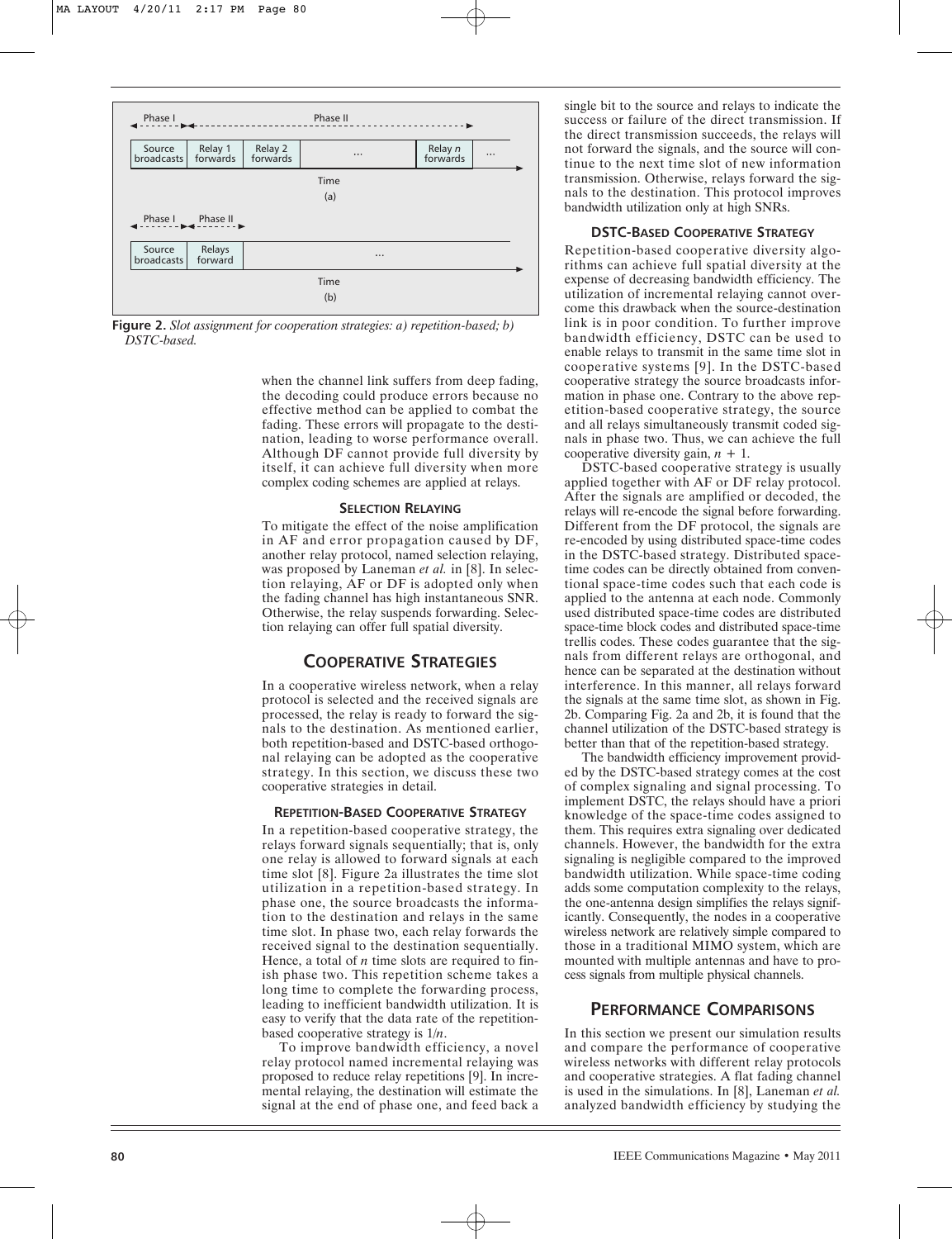Phase I | Phase II

| Source broadcasts | Relay 1 forwards | Relay 2 forwards | ... | Relay $n$ forwards | ... |
|---|---|---|---|---|---|

Time

(a)

Phase I | Phase II

| Source broadcasts | Relays forward | ... |
|---|---|---|

Time

(b)

**Figure 2.** *Slot assignment for cooperation strategies: a) repetition-based; b) DSTC-based.*

when the channel link suffers from deep fading, the decoding could produce errors because no effective method can be applied to combat the fading. These errors will propagate to the destination, leading to worse performance overall. Although DF cannot provide full diversity by itself, it can achieve full diversity when more complex coding schemes are applied at relays.

### SELECTION RELAYING

To mitigate the effect of the noise amplification in AF and error propagation caused by DF, another relay protocol, named selection relaying, was proposed by Laneman *et al.* in [8]. In selection relaying, AF or DF is adopted only when the fading channel has high instantaneous SNR. Otherwise, the relay suspends forwarding. Selection relaying can offer full spatial diversity.

## COOPERATIVE STRATEGIES

In a cooperative wireless network, when a relay protocol is selected and the received signals are processed, the relay is ready to forward the signals to the destination. As mentioned earlier, both repetition-based and DSTC-based orthogonal relaying can be adopted as the cooperative strategy. In this section, we discuss these two cooperative strategies in detail.

### REPETITION-BASED COOPERATIVE STRATEGY

In a repetition-based cooperative strategy, the relays forward signals sequentially; that is, only one relay is allowed to forward signals at each time slot [8]. Figure 2a illustrates the time slot utilization in a repetition-based strategy. In phase one, the source broadcasts the information to the destination and relays in the same time slot. In phase two, each relay forwards the received signal to the destination sequentially. Hence, a total of $n$ time slots are required to finish phase two. This repetition scheme takes a long time to complete the forwarding process, leading to inefficient bandwidth utilization. It is easy to verify that the data rate of the repetition-based cooperative strategy is $1/n$.

To improve bandwidth efficiency, a novel relay protocol named incremental relaying was proposed to reduce relay repetitions [9]. In incremental relaying, the destination will estimate the signal at the end of phase one, and feed back a single bit to the source and relays to indicate the success or failure of the direct transmission. If the direct transmission succeeds, the relays will not forward the signals, and the source will continue to the next time slot of new information transmission. Otherwise, relays forward the signals to the destination. This protocol improves bandwidth utilization only at high SNRs.

### DSTC-BASED COOPERATIVE STRATEGY

Repetition-based cooperative diversity algorithms can achieve full spatial diversity at the expense of decreasing bandwidth efficiency. The utilization of incremental relaying cannot overcome this drawback when the source-destination link is in poor condition. To further improve bandwidth efficiency, DSTC can be used to enable relays to transmit in the same time slot in cooperative systems [9]. In the DSTC-based cooperative strategy the source broadcasts information in phase one. Contrary to the above repetition-based cooperative strategy, the source and all relays simultaneously transmit coded signals in phase two. Thus, we can achieve the full cooperative diversity gain, $n + 1$.

DSTC-based cooperative strategy is usually applied together with AF or DF relay protocol. After the signals are amplified or decoded, the relays will re-encode the signal before forwarding. Different from the DF protocol, the signals are re-encoded by using distributed space-time codes in the DSTC-based strategy. Distributed space-time codes can be directly obtained from conventional space-time codes such that each code is applied to the antenna at each node. Commonly used distributed space-time codes are distributed space-time block codes and distributed space-time trellis codes. These codes guarantee that the signals from different relays are orthogonal, and hence can be separated at the destination without interference. In this manner, all relays forward the signals at the same time slot, as shown in Fig. 2b. Comparing Fig. 2a and 2b, it is found that the channel utilization of the DSTC-based strategy is better than that of the repetition-based strategy.

The bandwidth efficiency improvement provided by the DSTC-based strategy comes at the cost of complex signaling and signal processing. To implement DSTC, the relays should have a priori knowledge of the space-time codes assigned to them. This requires extra signaling over dedicated channels. However, the bandwidth for the extra signaling is negligible compared to the improved bandwidth utilization. While space-time coding adds some computation complexity to the relays, the one-antenna design simplifies the relays significantly. Consequently, the nodes in a cooperative wireless network are relatively simple compared to those in a traditional MIMO system, which are mounted with multiple antennas and have to process signals from multiple physical channels.

## PERFORMANCE COMPARISONS

In this section we present our simulation results and compare the performance of cooperative wireless networks with different relay protocols and cooperative strategies. A flat fading channel is used in the simulations. In [8], Laneman *et al.* analyzed bandwidth efficiency by studying the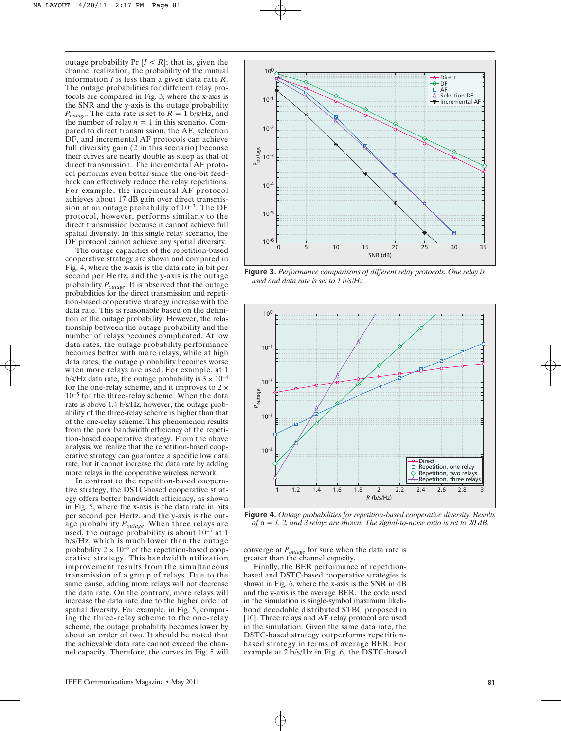outage probability Pr $[I < R]$; that is, given the channel realization, the probability of the mutual information $I$ is less than a given data rate $R$. The outage probabilities for different relay protocols are compared in Fig. 3, where the x-axis is the SNR and the y-axis is the outage probability $P_{outage}$. The data rate is set to $R = 1$ b/s/Hz, and the number of relay $n = 1$ in this scenario. Compared to direct transmission, the AF, selection DF, and incremental AF protocols can achieve full diversity gain (2 in this scenario) because their curves are nearly double as steep as that of direct transmission. The incremental AF protocol performs even better since the one-bit feedback can effectively reduce the relay repetitions. For example, the incremental AF protocol achieves about 17 dB gain over direct transmission at an outage probability of $10^{-3}$. The DF protocol, however, performs similarly to the direct transmission because it cannot achieve full spatial diversity. In this single relay scenario, the DF protocol cannot achieve any spatial diversity.

The outage capacities of the repetition-based cooperative strategy are shown and compared in Fig. 4, where the x-axis is the data rate in bit per second per Hertz, and the y-axis is the outage probability $P_{outage}$. It is observed that the outage probabilities for the direct transmission and repetition-based cooperative strategy increase with the data rate. This is reasonable based on the definition of the outage probability. However, the relationship between the outage probability and the number of relays becomes complicated. At low data rates, the outage probability performance becomes better with more relays, while at high data rates, the outage probability becomes worse when more relays are used. For example, at 1 b/s/Hz data rate, the outage probability is $3 \times 10^{-4}$ for the one-relay scheme, and it improves to $2 \times 10^{-5}$ for the three-relay scheme. When the data rate is above 1.4 b/s/Hz, however, the outage probability of the three-relay scheme is higher than that of the one-relay scheme. This phenomenon results from the poor bandwidth efficiency of the repetition-based cooperative strategy. From the above analysis, we realize that the repetition-based cooperative strategy can guarantee a specific low data rate, but it cannot increase the data rate by adding more relays in the cooperative wireless network.

In contrast to the repetition-based cooperative strategy, the DSTC-based cooperative strategy offers better bandwidth efficiency, as shown in Fig. 5, where the x-axis is the data rate in bits per second per Hertz, and the y-axis is the outage probability $P_{outage}$. When three relays are used, the outage probability is about $10^{-7}$ at 1 b/s/Hz, which is much lower than the outage probability $2 \times 10^{-5}$ of the repetition-based cooperative strategy. This bandwidth utilization improvement results from the simultaneous transmission of a group of relays. Due to the same cause, adding more relays will not decrease the data rate. On the contrary, more relays will increase the data rate due to the higher order of spatial diversity. For example, in Fig. 5, comparing the three-relay scheme to the one-relay scheme, the outage probability becomes lower by about an order of two. It should be noted that the achievable data rate cannot exceed the channel capacity. Therefore, the curves in Fig. 5 will converge at $P_{outage}$ for sure when the data rate is greater than the channel capacity.

Finally, the BER performance of repetition-based and DSTC-based cooperative strategies is shown in Fig. 6, where the x-axis is the SNR in dB and the y-axis is the average BER. The code used in the simulation is single-symbol maximum likelihood decodable distributed STBC proposed in [10]. Three relays and AF relay protocol are used in the simulation. Given the same data rate, the DSTC-based strategy outperforms repetition-based strategy in terms of average BER. For example at 2 b/s/Hz in Fig. 6, the DSTC-based

**Figure 3.** *Performance comparisons of different relay protocols. One relay is used and data rate is set to 1 b/s/Hz.*

**Figure 4.** *Outage probabilities for repetition-based cooperative diversity. Results of n = 1, 2, and 3 relays are shown. The signal-to-noise ratio is set to 20 dB.*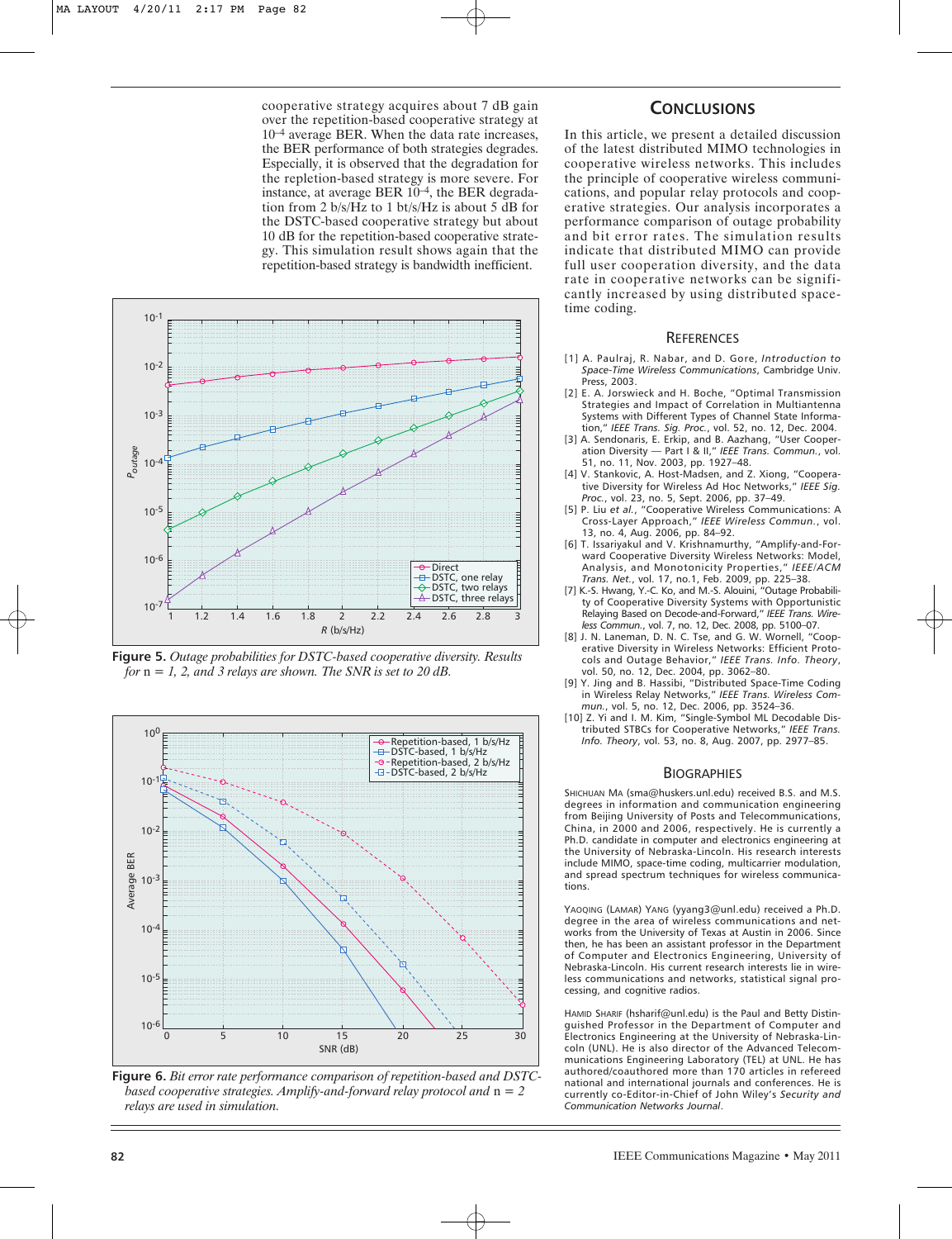cooperative strategy acquires about 7 dB gain over the repetition-based cooperative strategy at $10^{-4}$ average BER. When the data rate increases, the BER performance of both strategies degrades. Especially, it is observed that the degradation for the repletion-based strategy is more severe. For instance, at average BER $10^{-4}$, the BER degradation from 2 b/s/Hz to 1 bt/s/Hz is about 5 dB for the DSTC-based cooperative strategy but about 10 dB for the repetition-based cooperative strategy. This simulation result shows again that the repetition-based strategy is bandwidth inefficient.

$10^{-1}$
$10^{-2}$
$10^{-3}$
$10^{-4}$
$10^{-5}$
$10^{-6}$
$10^{-7}$
$P_{outage}$
1 1.2 1.4 1.6 1.8 2 2.2 2.4 2.6 2.8 3
$R$ (b/s/Hz)
Direct
DSTC, one relay
DSTC, two relays
DSTC, three relays

**Figure 5.** *Outage probabilities for DSTC-based cooperative diversity. Results for* $n = 1, 2,$ *and 3 relays are shown. The SNR is set to 20 dB.*

$10^{0}$
$10^{-1}$
$10^{-2}$
$10^{-3}$
$10^{-4}$
$10^{-5}$
$10^{-6}$
Average BER
0 5 10 15 20 25 30
SNR (dB)
Repetition-based, 1 b/s/Hz
DSTC-based, 1 b/s/Hz
Repetition-based, 2 b/s/Hz
DSTC-based, 2 b/s/Hz

**Figure 6.** *Bit error rate performance comparison of repetition-based and DSTC-based cooperative strategies. Amplify-and-forward relay protocol and* $n = 2$ *relays are used in simulation.*

## CONCLUSIONS

In this article, we present a detailed discussion of the latest distributed MIMO technologies in cooperative wireless networks. This includes the principle of cooperative wireless communications, and popular relay protocols and cooperative strategies. Our analysis incorporates a performance comparison of outage probability and bit error rates. The simulation results indicate that distributed MIMO can provide full user cooperation diversity, and the data rate in cooperative networks can be significantly increased by using distributed space-time coding.

## REFERENCES

[1] A. Paulraj, R. Nabar, and D. Gore, *Introduction to Space-Time Wireless Communications*, Cambridge Univ. Press, 2003.

[2] E. A. Jorswieck and H. Boche, "Optimal Transmission Strategies and Impact of Correlation in Multiantenna Systems with Different Types of Channel State Information," *IEEE Trans. Sig. Proc.*, vol. 52, no. 12, Dec. 2004.

[3] A. Sendonaris, E. Erkip, and B. Aazhang, "User Cooperation Diversity — Part I & II," *IEEE Trans. Commun.*, vol. 51, no. 11, Nov. 2003, pp. 1927–48.

[4] V. Stankovic, A. Host-Madsen, and Z. Xiong, "Cooperative Diversity for Wireless Ad Hoc Networks," *IEEE Sig. Proc.*, vol. 23, no. 5, Sept. 2006, pp. 37–49.

[5] P. Liu *et al.*, "Cooperative Wireless Communications: A Cross-Layer Approach," *IEEE Wireless Commun.*, vol. 13, no. 4, Aug. 2006, pp. 84–92.

[6] T. Issariyakul and V. Krishnamurthy, "Amplify-and-Forward Cooperative Diversity Wireless Networks: Model, Analysis, and Monotonicity Properties," *IEEE/ACM Trans. Net.*, vol. 17, no.1, Feb. 2009, pp. 225–38.

[7] K.-S. Hwang, Y.-C. Ko, and M.-S. Alouini, "Outage Probability of Cooperative Diversity Systems with Opportunistic Relaying Based on Decode-and-Forward," *IEEE Trans. Wireless Commun.*, vol. 7, no. 12, Dec. 2008, pp. 5100–07.

[8] J. N. Laneman, D. N. C. Tse, and G. W. Wornell, "Cooperative Diversity in Wireless Networks: Efficient Protocols and Outage Behavior," *IEEE Trans. Info. Theory*, vol. 50, no. 12, Dec. 2004, pp. 3062–80.

[9] Y. Jing and B. Hassibi, "Distributed Space-Time Coding in Wireless Relay Networks," *IEEE Trans. Wireless Commun.*, vol. 5, no. 12, Dec. 2006, pp. 3524–36.

[10] Z. Yi and I. M. Kim, "Single-Symbol ML Decodable Distributed STBCs for Cooperative Networks," *IEEE Trans. Info. Theory*, vol. 53, no. 8, Aug. 2007, pp. 2977–85.

## BIOGRAPHIES

SHICHUAN MA (sma@huskers.unl.edu) received B.S. and M.S. degrees in information and communication engineering from Beijing University of Posts and Telecommunications, China, in 2000 and 2006, respectively. He is currently a Ph.D. candidate in computer and electronics engineering at the University of Nebraska-Lincoln. His research interests include MIMO, space-time coding, multicarrier modulation, and spread spectrum techniques for wireless communications.

YAOQING (LAMAR) YANG (yyang3@unl.edu) received a Ph.D. degree in the area of wireless communications and networks from the University of Texas at Austin in 2006. Since then, he has been an assistant professor in the Department of Computer and Electronics Engineering, University of Nebraska-Lincoln. His current research interests lie in wireless communications and networks, statistical signal processing, and cognitive radios.

HAMID SHARIF (hsharif@unl.edu) is the Paul and Betty Distinguished Professor in the Department of Computer and Electronics Engineering at the University of Nebraska-Lincoln (UNL). He is also director of the Advanced Telecommunications Engineering Laboratory (TEL) at UNL. He has authored/coauthored more than 170 articles in refereed national and international journals and conferences. He is currently co-Editor-in-Chief of John Wiley's *Security and Communication Networks Journal*.